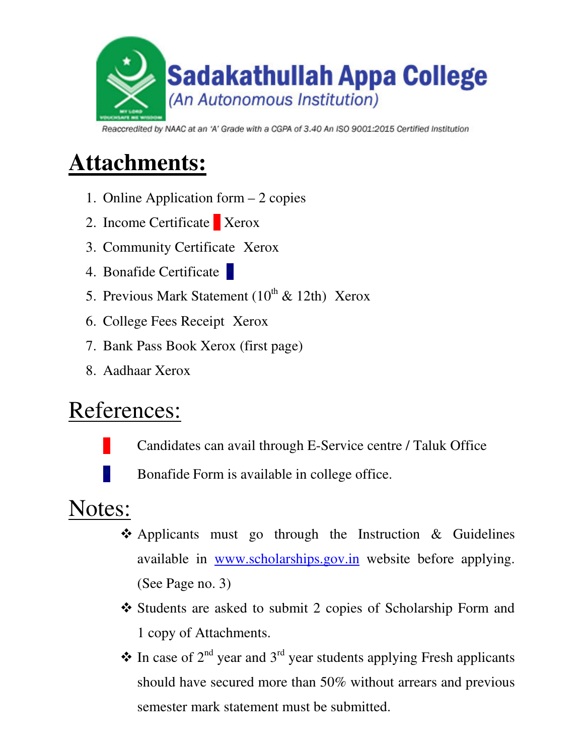# Sadakathullah Appa College

*(An Autonomous Institution)*

*Reaccredited by NAAC at an 'A' Grade with a CGPA of 3.40 An ISO 9001:2015 Certified Institution*

## Attachments:

1. Online Application form – 2 copies
2. Income Certificate ■ Xerox
3. Community Certificate Xerox
4. Bonafide Certificate ■
5. Previous Mark Statement ($10^{th}$ & 12th) Xerox
6. College Fees Receipt Xerox
7. Bank Pass Book Xerox (first page)
8. Aadhaar Xerox

## References:

- ■ (red) Candidates can avail through E-Service centre / Taluk Office
- ■ (blue) Bonafide Form is available in college office.

## Notes:

- ❖ Applicants must go through the Instruction & Guidelines available in www.scholarships.gov.in website before applying. (See Page no. 3)
- ❖ Students are asked to submit 2 copies of Scholarship Form and 1 copy of Attachments.
- ❖ In case of $2^{nd}$ year and $3^{rd}$ year students applying Fresh applicants should have secured more than 50% without arrears and previous semester mark statement must be submitted.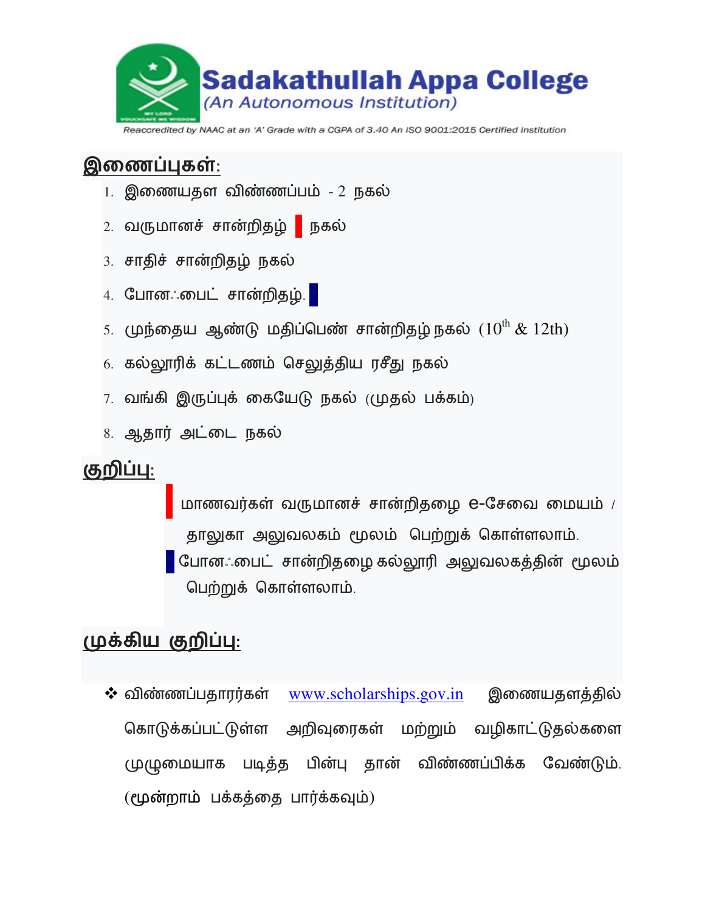**Sadakathullah Appa College**
*(An Autonomous Institution)*
Reaccredited by NAAC at an 'A' Grade with a CGPA of 3.40 An ISO 9001:2015 Certified Institution

## இணைப்புகள்:

1. இணையதள விண்ணப்பம் - 2 நகல்
2. வருமானச் சான்றிதழ் நகல்
3. சாதிச் சான்றிதழ் நகல்
4. போனஃபைட் சான்றிதழ்.
5. முந்தைய ஆண்டு மதிப்பெண் சான்றிதழ் நகல் ($10^{th}$ & 12th)
6. கல்லூரிக் கட்டணம் செலுத்திய ரசீது நகல்
7. வங்கி இருப்புக் கையேடு நகல் (முதல் பக்கம்)
8. ஆதார் அட்டை நகல்

## குறிப்பு:

மாணவர்கள் வருமானச் சான்றிதழை e-சேவை மையம் / தாலுகா அலுவலகம் மூலம் பெற்றுக் கொள்ளலாம்.

போனஃபைட் சான்றிதழை கல்லூரி அலுவலகத்தின் மூலம் பெற்றுக் கொள்ளலாம்.

## முக்கிய குறிப்பு:

- விண்ணப்பதாரர்கள் www.scholarships.gov.in இணையதளத்தில் கொடுக்கப்பட்டுள்ள அறிவுரைகள் மற்றும் வழிகாட்டுதல்களை முழுமையாக படித்த பின்பு தான் விண்ணப்பிக்க வேண்டும். (மூன்றாம் பக்கத்தை பார்க்கவும்)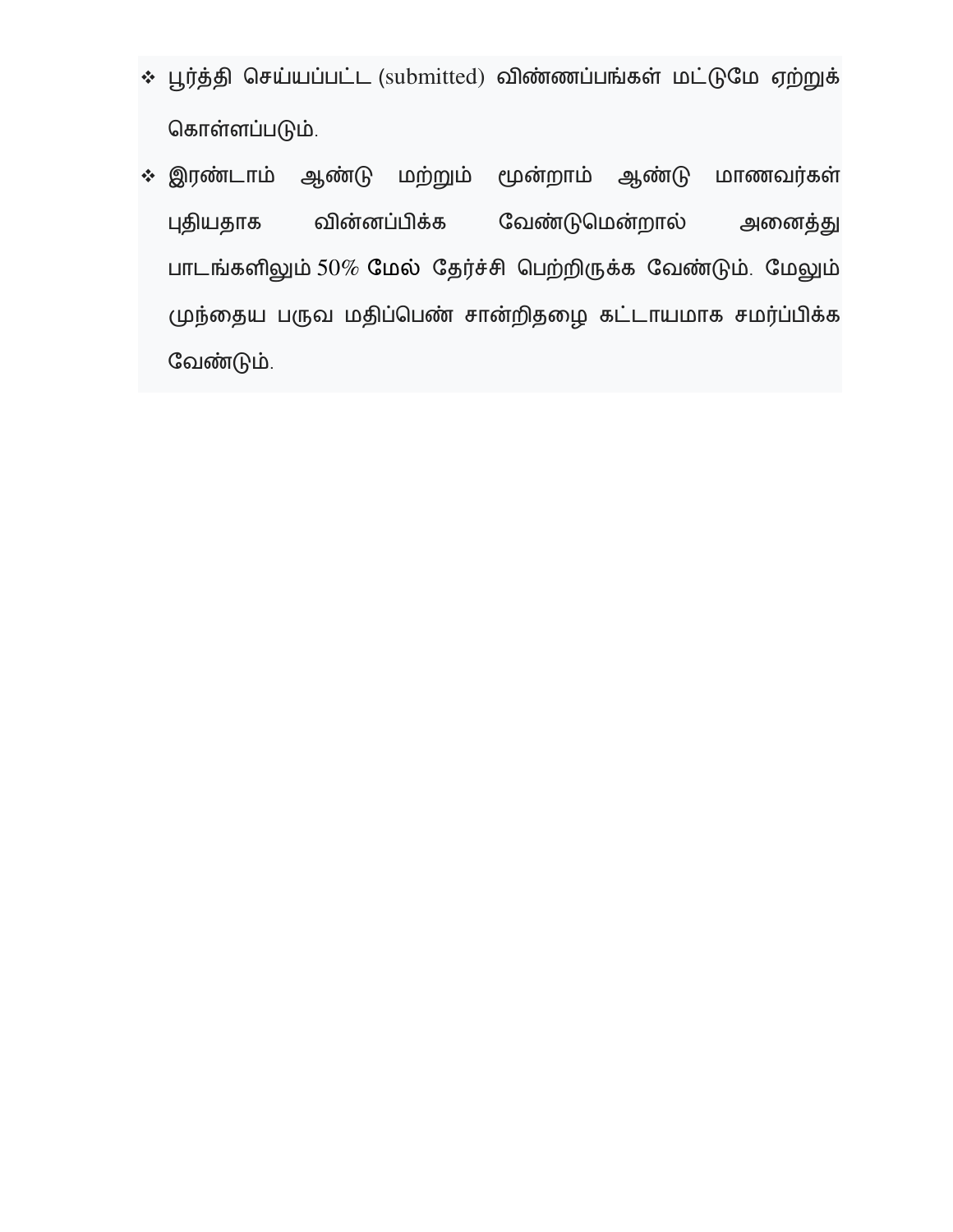- பூர்த்தி செய்யப்பட்ட (submitted) விண்ணப்பங்கள் மட்டுமே ஏற்றுக் கொள்ளப்படும்.
- இரண்டாம் ஆண்டு மற்றும் மூன்றாம் ஆண்டு மாணவர்கள் புதியதாக வின்னப்பிக்க வேண்டுமென்றால் அனைத்து பாடங்களிலும் 50% மேல் தேர்ச்சி பெற்றிருக்க வேண்டும். மேலும் முந்தைய பருவ மதிப்பெண் சான்றிதழை கட்டாயமாக சமர்ப்பிக்க வேண்டும்.